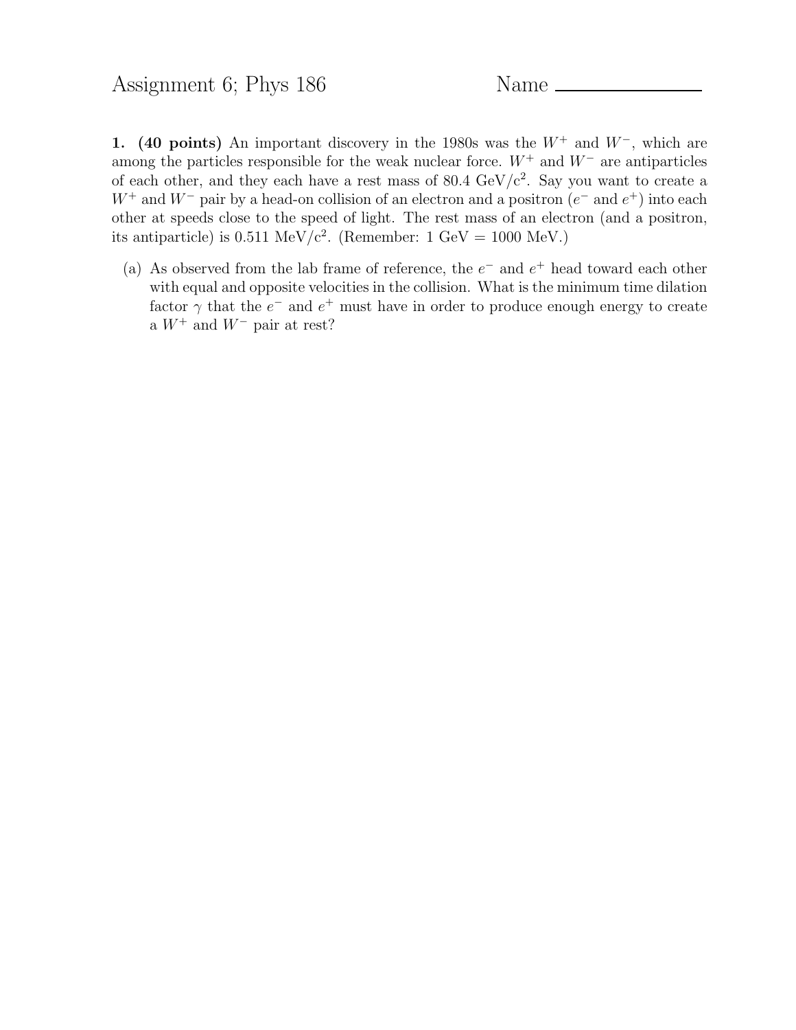# Assignment 6; Phys 186

Name \_\_\_\_\_\_\_\_\_\_\_\_\_\_\_\_

**1. (40 points)** An important discovery in the 1980s was the $W^+$ and $W^-$, which are among the particles responsible for the weak nuclear force. $W^+$ and $W^-$ are antiparticles of each other, and they each have a rest mass of 80.4 GeV/c$^2$. Say you want to create a $W^+$ and $W^-$ pair by a head-on collision of an electron and a positron ($e^-$ and $e^+$) into each other at speeds close to the speed of light. The rest mass of an electron (and a positron, its antiparticle) is 0.511 MeV/c$^2$. (Remember: 1 GeV = 1000 MeV.)

(a) As observed from the lab frame of reference, the $e^-$ and $e^+$ head toward each other with equal and opposite velocities in the collision. What is the minimum time dilation factor $\gamma$ that the $e^-$ and $e^+$ must have in order to produce enough energy to create a $W^+$ and $W^-$ pair at rest?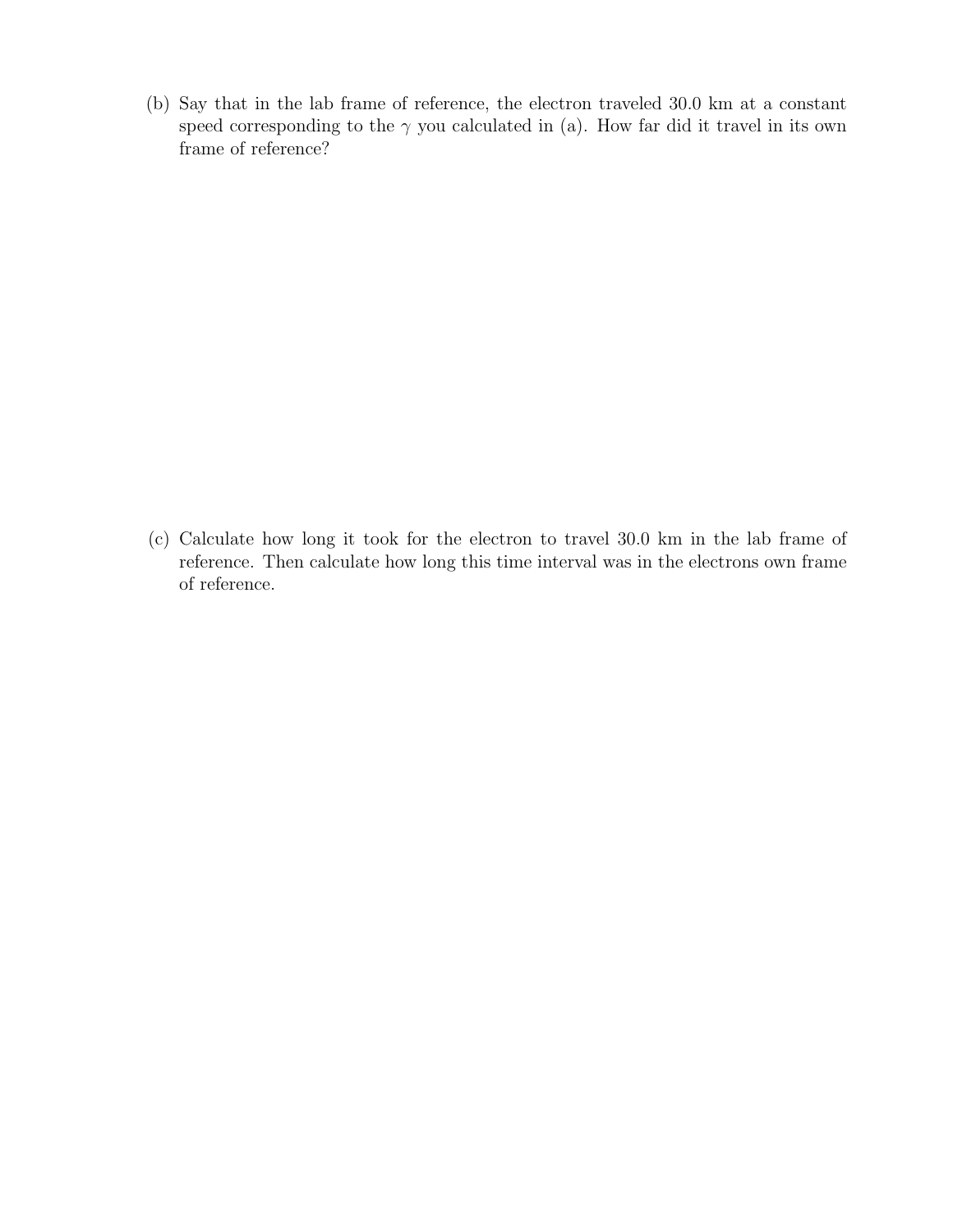(b) Say that in the lab frame of reference, the electron traveled 30.0 km at a constant speed corresponding to the $\gamma$ you calculated in (a). How far did it travel in its own frame of reference?

(c) Calculate how long it took for the electron to travel 30.0 km in the lab frame of reference. Then calculate how long this time interval was in the electrons own frame of reference.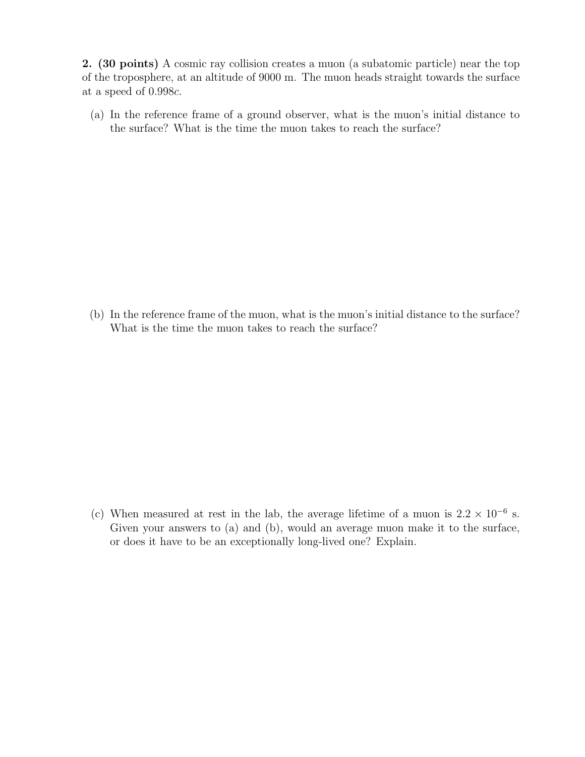**2. (30 points)** A cosmic ray collision creates a muon (a subatomic particle) near the top of the troposphere, at an altitude of 9000 m. The muon heads straight towards the surface at a speed of $0.998c$.

(a) In the reference frame of a ground observer, what is the muon's initial distance to the surface? What is the time the muon takes to reach the surface?

(b) In the reference frame of the muon, what is the muon's initial distance to the surface? What is the time the muon takes to reach the surface?

(c) When measured at rest in the lab, the average lifetime of a muon is $2.2 \times 10^{-6}$ s. Given your answers to (a) and (b), would an average muon make it to the surface, or does it have to be an exceptionally long-lived one? Explain.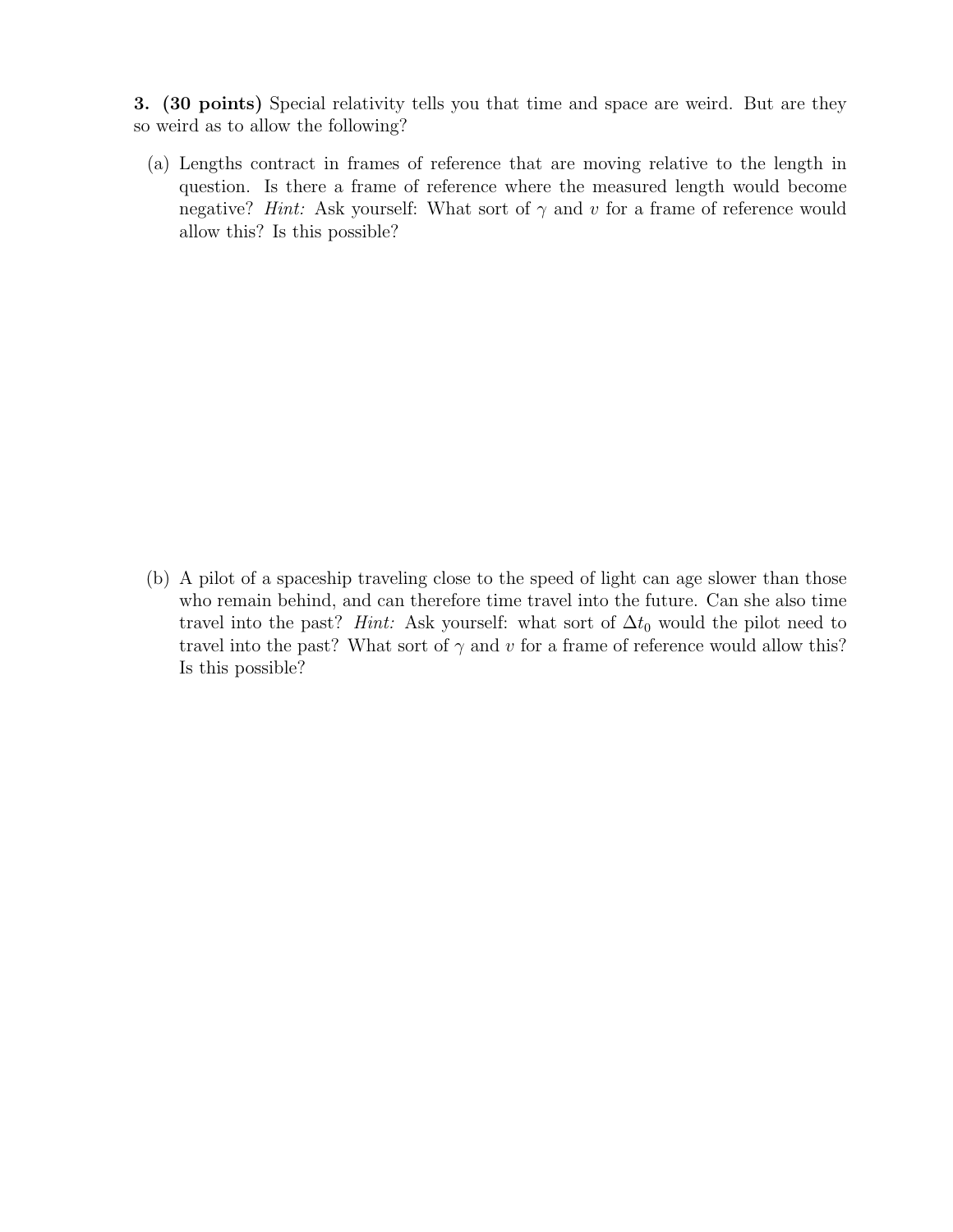**3. (30 points)** Special relativity tells you that time and space are weird. But are they so weird as to allow the following?

(a) Lengths contract in frames of reference that are moving relative to the length in question. Is there a frame of reference where the measured length would become negative? *Hint:* Ask yourself: What sort of $\gamma$ and $v$ for a frame of reference would allow this? Is this possible?

(b) A pilot of a spaceship traveling close to the speed of light can age slower than those who remain behind, and can therefore time travel into the future. Can she also time travel into the past? *Hint:* Ask yourself: what sort of $\Delta t_0$ would the pilot need to travel into the past? What sort of $\gamma$ and $v$ for a frame of reference would allow this? Is this possible?